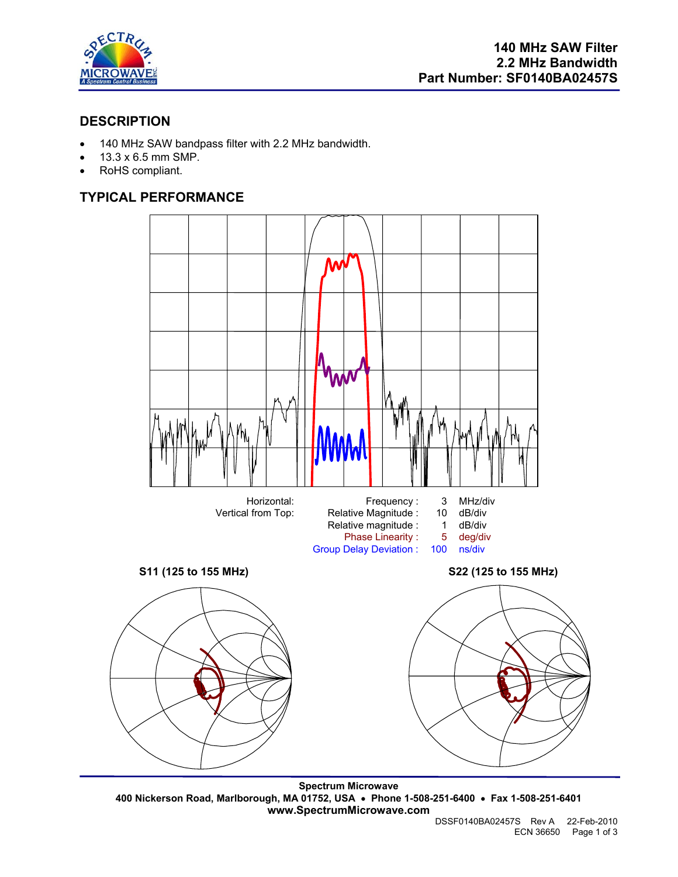# 140 MHz SAW Filter
# 2.2 MHz Bandwidth
# Part Number: SF0140BA02457S

## DESCRIPTION

- 140 MHz SAW bandpass filter with 2.2 MHz bandwidth.
- 13.3 x 6.5 mm SMP.
- RoHS compliant.

## TYPICAL PERFORMANCE

| Horizontal: | Frequency : | 3 | MHz/div |
|---|---|---|---|
| Vertical from Top: | Relative Magnitude : | 10 | dB/div |
| | Relative magnitude : | 1 | dB/div |
| | Phase Linearity : | 5 | deg/div |
| | Group Delay Deviation : | 100 | ns/div |

**S11 (125 to 155 MHz)**

**S22 (125 to 155 MHz)**

**Spectrum Microwave**
**400 Nickerson Road, Marlborough, MA 01752, USA • Phone 1-508-251-6400 • Fax 1-508-251-6401**
**www.SpectrumMicrowave.com**

DSSF0140BA02457S Rev A 22-Feb-2010
ECN 36650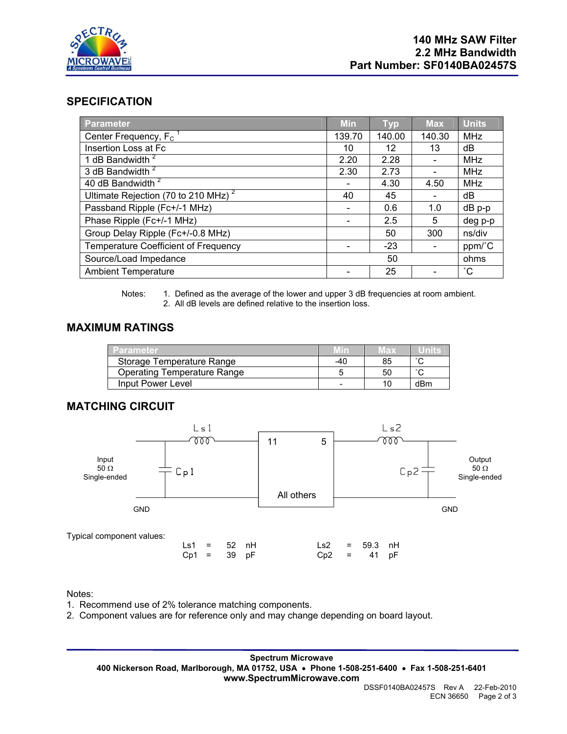**140 MHz SAW Filter**
**2.2 MHz Bandwidth**
**Part Number: SF0140BA02457S**

## SPECIFICATION

| Parameter | Min | Typ | Max | Units |
|---|---|---|---|---|
| Center Frequency, $F_C$ [1] | 139.70 | 140.00 | 140.30 | MHz |
| Insertion Loss at Fc | 10 | 12 | 13 | dB |
| 1 dB Bandwidth [2] | 2.20 | 2.28 | - | MHz |
| 3 dB Bandwidth [2] | 2.30 | 2.73 | - | MHz |
| 40 dB Bandwidth [2] | - | 4.30 | 4.50 | MHz |
| Ultimate Rejection (70 to 210 MHz) [2] | 40 | 45 | - | dB |
| Passband Ripple (Fc+/-1 MHz) | - | 0.6 | 1.0 | dB p-p |
| Phase Ripple (Fc+/-1 MHz) | - | 2.5 | 5 | deg p-p |
| Group Delay Ripple (Fc+/-0.8 MHz) | | 50 | 300 | ns/div |
| Temperature Coefficient of Frequency | - | -23 | - | ppm/˚C |
| Source/Load Impedance | | 50 | | ohms |
| Ambient Temperature | - | 25 | - | ˚C |

Notes:
1. Defined as the average of the lower and upper 3 dB frequencies at room ambient.
2. All dB levels are defined relative to the insertion loss.

## MAXIMUM RATINGS

| Parameter | Min | Max | Units |
|---|---|---|---|
| Storage Temperature Range | -40 | 85 | ˚C |
| Operating Temperature Range | 5 | 50 | ˚C |
| Input Power Level | - | 10 | dBm |

## MATCHING CIRCUIT

Input 50 Ω Single-ended — Ls1 — Cp1 — [11 | 5 | All others] — Ls2 — Cp2 — Output 50 Ω Single-ended

GND GND

Typical component values:

| | | | | | | | |
|---|---|---|---|---|---|---|---|
| Ls1 | = | 52 | nH | Ls2 | = | 59.3 | nH |
| Cp1 | = | 39 | pF | Cp2 | = | 41 | pF |

Notes:
1. Recommend use of 2% tolerance matching components.
2. Component values are for reference only and may change depending on board layout.

**Spectrum Microwave**
**400 Nickerson Road, Marlborough, MA 01752, USA • Phone 1-508-251-6400 • Fax 1-508-251-6401**
**www.SpectrumMicrowave.com**

DSSF0140BA02457S Rev A 22-Feb-2010
ECN 36650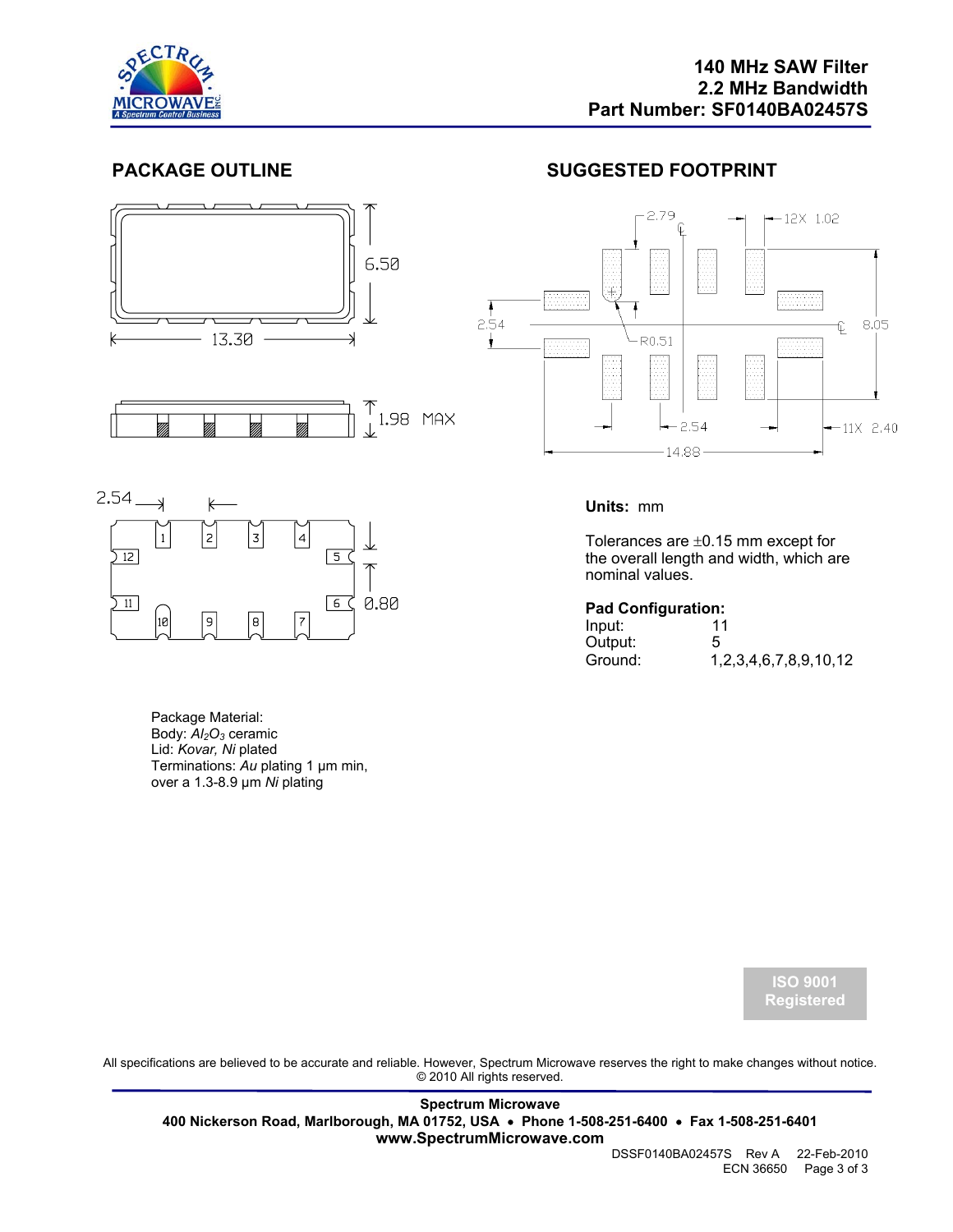**140 MHz SAW Filter**
**2.2 MHz Bandwidth**
**Part Number: SF0140BA02457S**

## PACKAGE OUTLINE

6.50

13.30

1.98 MAX

2.54

0.80

1 2 3 4 5 6 7 8 9 10 11 12

Package Material:
Body: $Al_2O_3$ ceramic
Lid: *Kovar, Ni* plated
Terminations: *Au* plating 1 μm min, over a 1.3-8.9 μm *Ni* plating

## SUGGESTED FOOTPRINT

2.79

12X 1.02

2.54

R0.51

8.05

2.54

11X 2.40

14.88

**Units:** mm

Tolerances are ±0.15 mm except for the overall length and width, which are nominal values.

**Pad Configuration:**

| | |
|---|---|
| Input: | 11 |
| Output: | 5 |
| Ground: | 1,2,3,4,6,7,8,9,10,12 |

ISO 9001 Registered

All specifications are believed to be accurate and reliable. However, Spectrum Microwave reserves the right to make changes without notice.
© 2010 All rights reserved.

**Spectrum Microwave**
**400 Nickerson Road, Marlborough, MA 01752, USA • Phone 1-508-251-6400 • Fax 1-508-251-6401**
**www.SpectrumMicrowave.com**

DSSF0140BA02457S Rev A 22-Feb-2010
ECN 36650